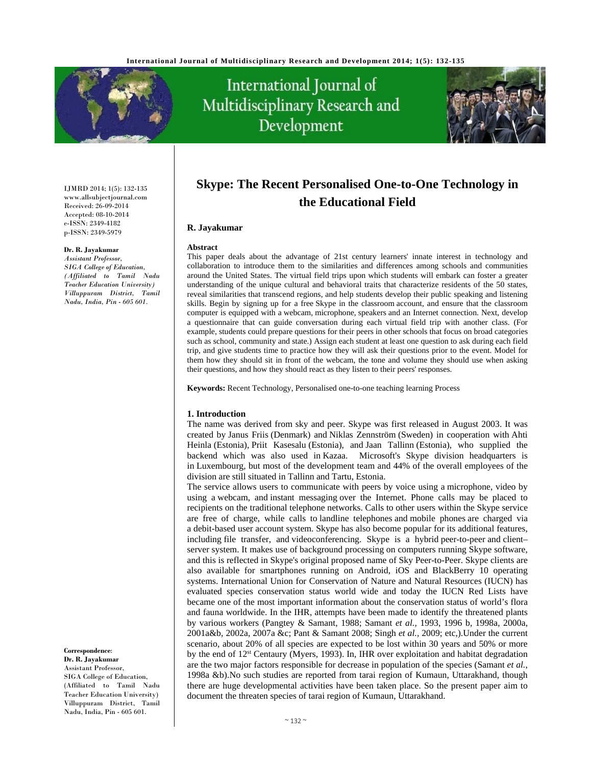# Skype: The Recent Personalised One-to-One Technology in the Educational Field

**R. Jayakumar**

IJMRD 2014; 1(5): 132-135
www.allsubjectjournal.com
Received: 26-09-2014
Accepted: 08-10-2014
e-ISSN: 2349-4182
p-ISSN: 2349-5979

**Dr. R. Jayakumar**
*Assistant Professor, SIGA College of Education, (Affiliated to Tamil Nadu Teacher Education University) Villuppuram District, Tamil Nadu, India, Pin - 605 601.*

**Correspondence**:
**Dr. R. Jayakumar**
Assistant Professor, SIGA College of Education, (Affiliated to Tamil Nadu Teacher Education University) Villuppuram District, Tamil Nadu, India, Pin - 605 601.

**Abstract**

This paper deals about the advantage of 21st century learners' innate interest in technology and collaboration to introduce them to the similarities and differences among schools and communities around the United States. The virtual field trips upon which students will embark can foster a greater understanding of the unique cultural and behavioral traits that characterize residents of the 50 states, reveal similarities that transcend regions, and help students develop their public speaking and listening skills. Begin by signing up for a free Skype in the classroom account, and ensure that the classroom computer is equipped with a webcam, microphone, speakers and an Internet connection. Next, develop a questionnaire that can guide conversation during each virtual field trip with another class. (For example, students could prepare questions for their peers in other schools that focus on broad categories such as school, community and state.) Assign each student at least one question to ask during each field trip, and give students time to practice how they will ask their questions prior to the event. Model for them how they should sit in front of the webcam, the tone and volume they should use when asking their questions, and how they should react as they listen to their peers' responses.

**Keywords:** Recent Technology, Personalised one-to-one teaching learning Process

## 1. Introduction

The name was derived from sky and peer. Skype was first released in August 2003. It was created by Janus Friis (Denmark) and Niklas Zennström (Sweden) in cooperation with Ahti Heinla (Estonia), Priit Kasesalu (Estonia), and Jaan Tallinn (Estonia), who supplied the backend which was also used in Kazaa. Microsoft's Skype division headquarters is in Luxembourg, but most of the development team and 44% of the overall employees of the division are still situated in Tallinn and Tartu, Estonia.

The service allows users to communicate with peers by voice using a microphone, video by using a webcam, and instant messaging over the Internet. Phone calls may be placed to recipients on the traditional telephone networks. Calls to other users within the Skype service are free of charge, while calls to landline telephones and mobile phones are charged via a debit-based user account system. Skype has also become popular for its additional features, including file transfer, and videoconferencing. Skype is a hybrid peer-to-peer and client–server system. It makes use of background processing on computers running Skype software, and this is reflected in Skype's original proposed name of Sky Peer-to-Peer. Skype clients are also available for smartphones running on Android, iOS and BlackBerry 10 operating systems. International Union for Conservation of Nature and Natural Resources (IUCN) has evaluated species conservation status world wide and today the IUCN Red Lists have became one of the most important information about the conservation status of world's flora and fauna worldwide. In the IHR, attempts have been made to identify the threatened plants by various workers (Pangtey & Samant, 1988; Samant *et al.,* 1993, 1996 b, 1998a, 2000a, 2001a&b, 2002a, 2007a &c; Pant & Samant 2008; Singh *et al.,* 2009; etc,).Under the current scenario, about 20% of all species are expected to be lost within 30 years and 50% or more by the end of 12st Centaury (Myers, 1993). In, IHR over exploitation and habitat degradation are the two major factors responsible for decrease in population of the species (Samant *et al.,* 1998a &b).No such studies are reported from tarai region of Kumaun, Uttarakhand, though there are huge developmental activities have been taken place. So the present paper aim to document the threaten species of tarai region of Kumaun, Uttarakhand.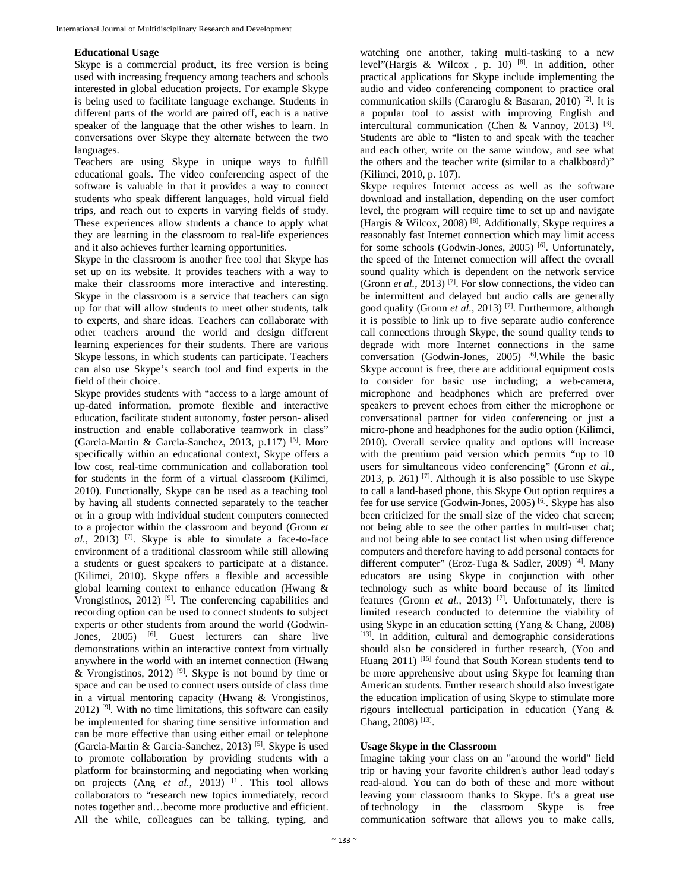**Educational Usage**

Skype is a commercial product, its free version is being used with increasing frequency among teachers and schools interested in global education projects. For example Skype is being used to facilitate language exchange. Students in different parts of the world are paired off, each is a native speaker of the language that the other wishes to learn. In conversations over Skype they alternate between the two languages.

Teachers are using Skype in unique ways to fulfill educational goals. The video conferencing aspect of the software is valuable in that it provides a way to connect students who speak different languages, hold virtual field trips, and reach out to experts in varying fields of study. These experiences allow students a chance to apply what they are learning in the classroom to real-life experiences and it also achieves further learning opportunities.

Skype in the classroom is another free tool that Skype has set up on its website. It provides teachers with a way to make their classrooms more interactive and interesting. Skype in the classroom is a service that teachers can sign up for that will allow students to meet other students, talk to experts, and share ideas. Teachers can collaborate with other teachers around the world and design different learning experiences for their students. There are various Skype lessons, in which students can participate. Teachers can also use Skype's search tool and find experts in the field of their choice.

Skype provides students with "access to a large amount of up-dated information, promote flexible and interactive education, facilitate student autonomy, foster person- alised instruction and enable collaborative teamwork in class" (Garcia-Martin & Garcia-Sanchez, 2013, p.117) [5]. More specifically within an educational context, Skype offers a low cost, real-time communication and collaboration tool for students in the form of a virtual classroom (Kilimci, 2010). Functionally, Skype can be used as a teaching tool by having all students connected separately to the teacher or in a group with individual student computers connected to a projector within the classroom and beyond (Gronn *et al.*, 2013) [7]. Skype is able to simulate a face-to-face environment of a traditional classroom while still allowing a students or guest speakers to participate at a distance. (Kilimci, 2010). Skype offers a flexible and accessible global learning context to enhance education (Hwang & Vrongistinos, 2012) [9]. The conferencing capabilities and recording option can be used to connect students to subject experts or other students from around the world (Godwin-Jones, 2005) [6]. Guest lecturers can share live demonstrations within an interactive context from virtually anywhere in the world with an internet connection (Hwang & Vrongistinos, 2012) [9]. Skype is not bound by time or space and can be used to connect users outside of class time in a virtual mentoring capacity (Hwang & Vrongistinos, 2012) [9]. With no time limitations, this software can easily be implemented for sharing time sensitive information and can be more effective than using either email or telephone (Garcia-Martin & Garcia-Sanchez, 2013) [5]. Skype is used to promote collaboration by providing students with a platform for brainstorming and negotiating when working on projects (Ang *et al.*, 2013) [1]. This tool allows collaborators to "research new topics immediately, record notes together and…become more productive and efficient. All the while, colleagues can be talking, typing, and watching one another, taking multi-tasking to a new level"(Hargis & Wilcox , p. 10) [8]. In addition, other practical applications for Skype include implementing the audio and video conferencing component to practice oral communication skills (Cararoglu & Basaran, 2010) [2]. It is a popular tool to assist with improving English and intercultural communication (Chen & Vannoy, 2013) [3]. Students are able to "listen to and speak with the teacher and each other, write on the same window, and see what the others and the teacher write (similar to a chalkboard)" (Kilimci, 2010, p. 107).

Skype requires Internet access as well as the software download and installation, depending on the user comfort level, the program will require time to set up and navigate (Hargis & Wilcox, 2008) [8]. Additionally, Skype requires a reasonably fast Internet connection which may limit access for some schools (Godwin-Jones, 2005) [6]. Unfortunately, the speed of the Internet connection will affect the overall sound quality which is dependent on the network service (Gronn *et al.*, 2013) [7]. For slow connections, the video can be intermittent and delayed but audio calls are generally good quality (Gronn *et al.*, 2013) [7]. Furthermore, although it is possible to link up to five separate audio conference call connections through Skype, the sound quality tends to degrade with more Internet connections in the same conversation (Godwin-Jones, 2005) [6].While the basic Skype account is free, there are additional equipment costs to consider for basic use including; a web-camera, microphone and headphones which are preferred over speakers to prevent echoes from either the microphone or conversational partner for video conferencing or just a micro-phone and headphones for the audio option (Kilimci, 2010). Overall service quality and options will increase with the premium paid version which permits "up to 10 users for simultaneous video conferencing" (Gronn *et al.*, 2013, p. 261) [7]. Although it is also possible to use Skype to call a land-based phone, this Skype Out option requires a fee for use service (Godwin-Jones, 2005) [6]. Skype has also been criticized for the small size of the video chat screen; not being able to see the other parties in multi-user chat; and not being able to see contact list when using difference computers and therefore having to add personal contacts for different computer" (Eroz-Tuga & Sadler, 2009) [4]. Many educators are using Skype in conjunction with other technology such as white board because of its limited features (Gronn *et al.*, 2013) [7]. Unfortunately, there is limited research conducted to determine the viability of using Skype in an education setting (Yang & Chang, 2008) [13]. In addition, cultural and demographic considerations should also be considered in further research, (Yoo and Huang 2011) [15] found that South Korean students tend to be more apprehensive about using Skype for learning than American students. Further research should also investigate the education implication of using Skype to stimulate more rigours intellectual participation in education (Yang & Chang, 2008) [13].

**Usage Skype in the Classroom**

Imagine taking your class on an "around the world" field trip or having your favorite children's author lead today's read-aloud. You can do both of these and more without leaving your classroom thanks to Skype. It's a great use of technology in the classroom Skype is free communication software that allows you to make calls,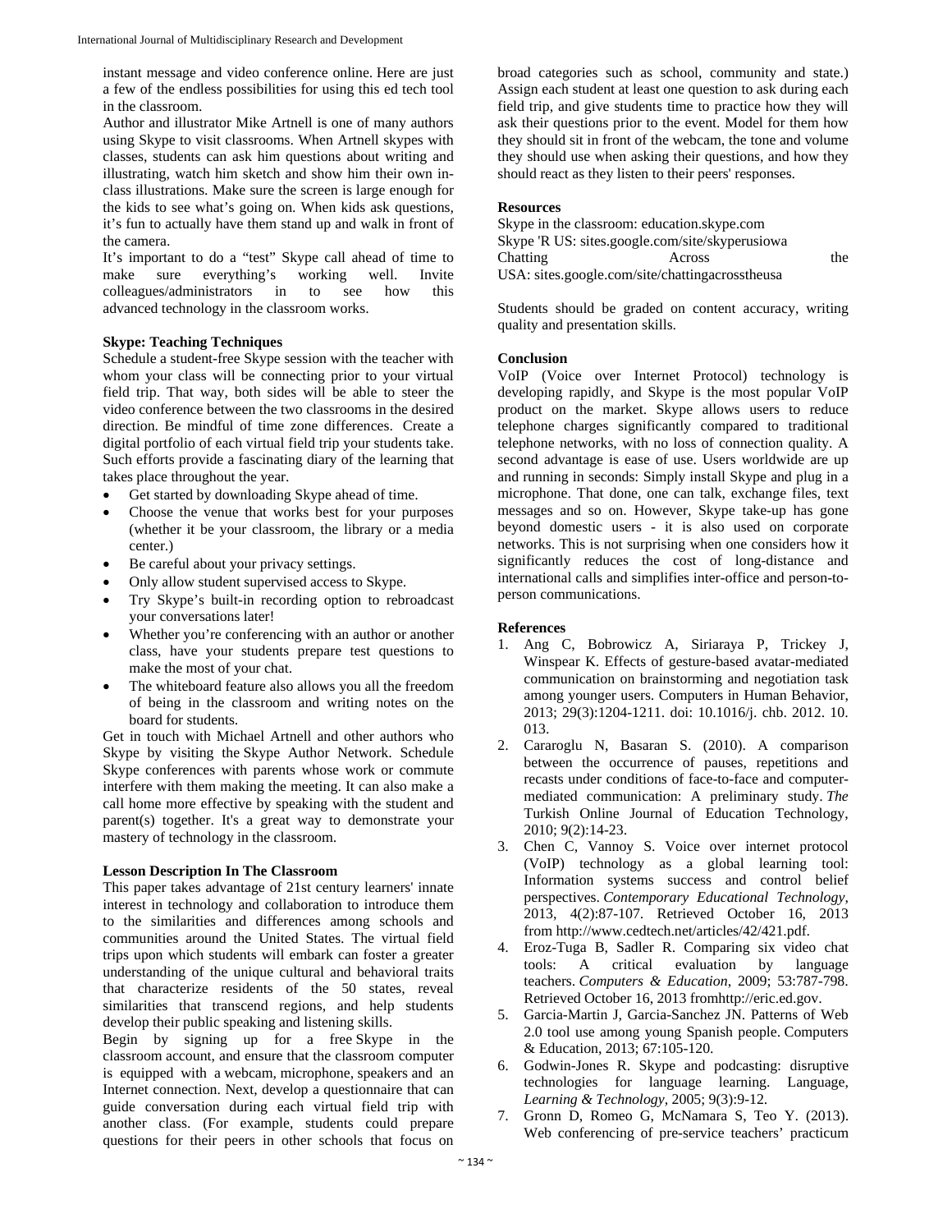instant message and video conference online. Here are just a few of the endless possibilities for using this ed tech tool in the classroom.

Author and illustrator Mike Artnell is one of many authors using Skype to visit classrooms. When Artnell skypes with classes, students can ask him questions about writing and illustrating, watch him sketch and show him their own in-class illustrations. Make sure the screen is large enough for the kids to see what's going on. When kids ask questions, it's fun to actually have them stand up and walk in front of the camera.

It's important to do a "test" Skype call ahead of time to make sure everything's working well. Invite colleagues/administrators in to see how this advanced technology in the classroom works.

**Skype: Teaching Techniques**

Schedule a student-free Skype session with the teacher with whom your class will be connecting prior to your virtual field trip. That way, both sides will be able to steer the video conference between the two classrooms in the desired direction. Be mindful of time zone differences. Create a digital portfolio of each virtual field trip your students take. Such efforts provide a fascinating diary of the learning that takes place throughout the year.

- Get started by downloading Skype ahead of time.
- Choose the venue that works best for your purposes (whether it be your classroom, the library or a media center.)
- Be careful about your privacy settings.
- Only allow student supervised access to Skype.
- Try Skype's built-in recording option to rebroadcast your conversations later!
- Whether you're conferencing with an author or another class, have your students prepare test questions to make the most of your chat.
- The whiteboard feature also allows you all the freedom of being in the classroom and writing notes on the board for students.

Get in touch with Michael Artnell and other authors who Skype by visiting the Skype Author Network. Schedule Skype conferences with parents whose work or commute interfere with them making the meeting. It can also make a call home more effective by speaking with the student and parent(s) together. It's a great way to demonstrate your mastery of technology in the classroom.

**Lesson Description In The Classroom**

This paper takes advantage of 21st century learners' innate interest in technology and collaboration to introduce them to the similarities and differences among schools and communities around the United States. The virtual field trips upon which students will embark can foster a greater understanding of the unique cultural and behavioral traits that characterize residents of the 50 states, reveal similarities that transcend regions, and help students develop their public speaking and listening skills.

Begin by signing up for a free Skype in the classroom account, and ensure that the classroom computer is equipped with a webcam, microphone, speakers and an Internet connection. Next, develop a questionnaire that can guide conversation during each virtual field trip with another class. (For example, students could prepare questions for their peers in other schools that focus on broad categories such as school, community and state.) Assign each student at least one question to ask during each field trip, and give students time to practice how they will ask their questions prior to the event. Model for them how they should sit in front of the webcam, the tone and volume they should use when asking their questions, and how they should react as they listen to their peers' responses.

**Resources**

Skype in the classroom: education.skype.com
Skype 'R US: sites.google.com/site/skyperusiowa
Chatting Across the USA: sites.google.com/site/chattingacrosstheusa

Students should be graded on content accuracy, writing quality and presentation skills.

**Conclusion**

VoIP (Voice over Internet Protocol) technology is developing rapidly, and Skype is the most popular VoIP product on the market. Skype allows users to reduce telephone charges significantly compared to traditional telephone networks, with no loss of connection quality. A second advantage is ease of use. Users worldwide are up and running in seconds: Simply install Skype and plug in a microphone. That done, one can talk, exchange files, text messages and so on. However, Skype take-up has gone beyond domestic users - it is also used on corporate networks. This is not surprising when one considers how it significantly reduces the cost of long-distance and international calls and simplifies inter-office and person-to-person communications.

**References**

1. Ang C, Bobrowicz A, Siriaraya P, Trickey J, Winspear K. Effects of gesture-based avatar-mediated communication on brainstorming and negotiation task among younger users. Computers in Human Behavior, 2013; 29(3):1204-1211. doi: 10.1016/j. chb. 2012. 10. 013.
2. Cararoglu N, Basaran S. (2010). A comparison between the occurrence of pauses, repetitions and recasts under conditions of face-to-face and computer-mediated communication: A preliminary study. *The* Turkish Online Journal of Education Technology, 2010; 9(2):14-23.
3. Chen C, Vannoy S. Voice over internet protocol (VoIP) technology as a global learning tool: Information systems success and control belief perspectives. *Contemporary Educational Technology*, 2013, 4(2):87-107. Retrieved October 16, 2013 from http://www.cedtech.net/articles/42/421.pdf.
4. Eroz-Tuga B, Sadler R. Comparing six video chat tools: A critical evaluation by language teachers. *Computers & Education*, 2009; 53:787-798. Retrieved October 16, 2013 fromhttp://eric.ed.gov.
5. Garcia-Martin J, Garcia-Sanchez JN. Patterns of Web 2.0 tool use among young Spanish people. Computers & Education, 2013; 67:105-120.
6. Godwin-Jones R. Skype and podcasting: disruptive technologies for language learning. Language, *Learning & Technology*, 2005; 9(3):9-12.
7. Gronn D, Romeo G, McNamara S, Teo Y. (2013). Web conferencing of pre-service teachers' practicum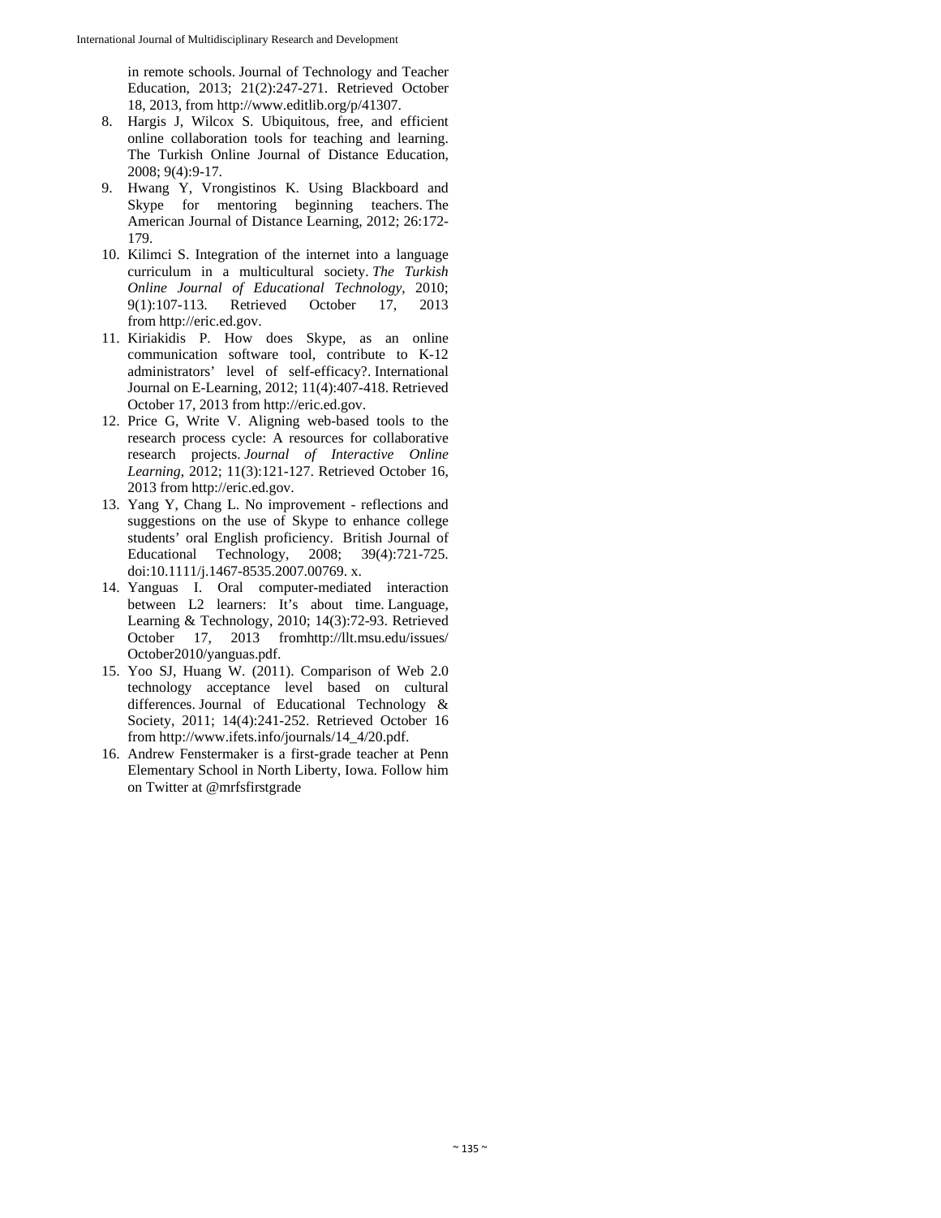in remote schools. Journal of Technology and Teacher Education, 2013; 21(2):247-271. Retrieved October 18, 2013, from http://www.editlib.org/p/41307.

8. Hargis J, Wilcox S. Ubiquitous, free, and efficient online collaboration tools for teaching and learning. The Turkish Online Journal of Distance Education, 2008; 9(4):9-17.
9. Hwang Y, Vrongistinos K. Using Blackboard and Skype for mentoring beginning teachers. The American Journal of Distance Learning, 2012; 26:172-179.
10. Kilimci S. Integration of the internet into a language curriculum in a multicultural society. *The Turkish Online Journal of Educational Technology*, 2010; 9(1):107-113. Retrieved October 17, 2013 from http://eric.ed.gov.
11. Kiriakidis P. How does Skype, as an online communication software tool, contribute to K-12 administrators' level of self-efficacy?. International Journal on E-Learning, 2012; 11(4):407-418. Retrieved October 17, 2013 from http://eric.ed.gov.
12. Price G, Write V. Aligning web-based tools to the research process cycle: A resources for collaborative research projects. *Journal of Interactive Online Learning*, 2012; 11(3):121-127. Retrieved October 16, 2013 from http://eric.ed.gov.
13. Yang Y, Chang L. No improvement - reflections and suggestions on the use of Skype to enhance college students' oral English proficiency. British Journal of Educational Technology, 2008; 39(4):721-725. doi:10.1111/j.1467-8535.2007.00769. x.
14. Yanguas I. Oral computer-mediated interaction between L2 learners: It's about time. Language, Learning & Technology, 2010; 14(3):72-93. Retrieved October 17, 2013 fromhttp://llt.msu.edu/issues/October2010/yanguas.pdf.
15. Yoo SJ, Huang W. (2011). Comparison of Web 2.0 technology acceptance level based on cultural differences. Journal of Educational Technology & Society, 2011; 14(4):241-252. Retrieved October 16 from http://www.ifets.info/journals/14_4/20.pdf.
16. Andrew Fenstermaker is a first-grade teacher at Penn Elementary School in North Liberty, Iowa. Follow him on Twitter at @mrfsfirstgrade